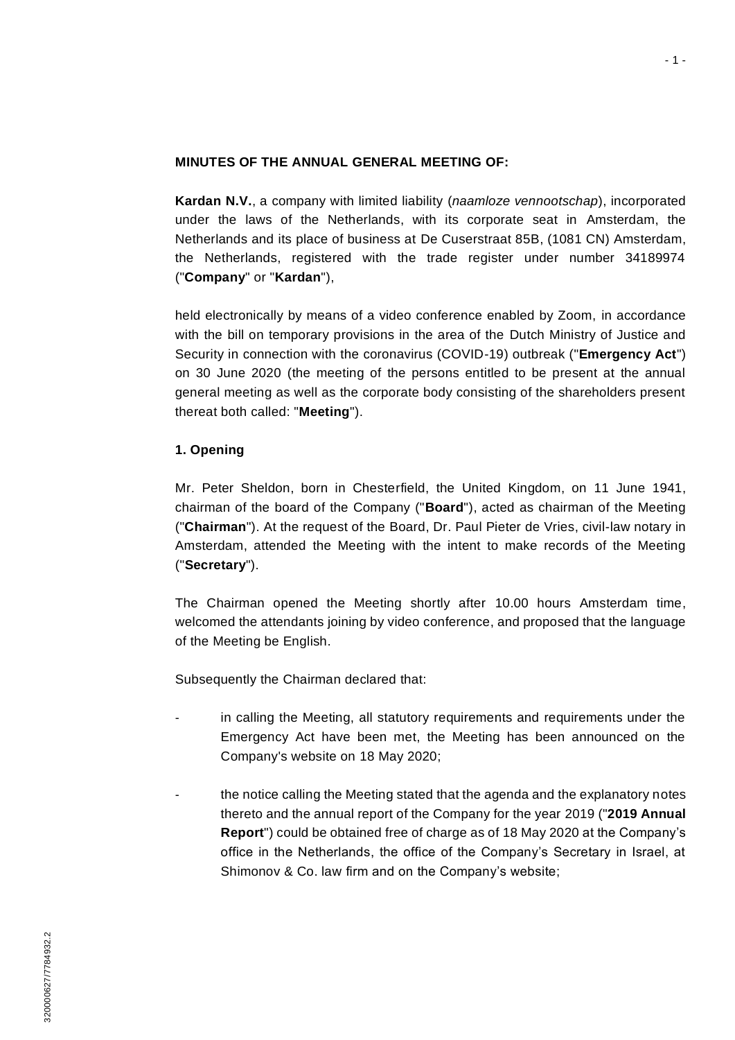**MINUTES OF THE ANNUAL GENERAL MEETING OF:**

**Kardan N.V.**, a company with limited liability (*naamloze vennootschap*), incorporated under the laws of the Netherlands, with its corporate seat in Amsterdam, the Netherlands and its place of business at De Cuserstraat 85B, (1081 CN) Amsterdam, the Netherlands, registered with the trade register under number 34189974 ("**Company**" or "**Kardan**"),

held electronically by means of a video conference enabled by Zoom, in accordance with the bill on temporary provisions in the area of the Dutch Ministry of Justice and Security in connection with the coronavirus (COVID-19) outbreak ("**Emergency Act**") on 30 June 2020 (the meeting of the persons entitled to be present at the annual general meeting as well as the corporate body consisting of the shareholders present thereat both called: "**Meeting**").

**1. Opening**

Mr. Peter Sheldon, born in Chesterfield, the United Kingdom, on 11 June 1941, chairman of the board of the Company ("**Board**"), acted as chairman of the Meeting ("**Chairman**"). At the request of the Board, Dr. Paul Pieter de Vries, civil-law notary in Amsterdam, attended the Meeting with the intent to make records of the Meeting ("**Secretary**").

The Chairman opened the Meeting shortly after 10.00 hours Amsterdam time, welcomed the attendants joining by video conference, and proposed that the language of the Meeting be English.

Subsequently the Chairman declared that:

- in calling the Meeting, all statutory requirements and requirements under the Emergency Act have been met, the Meeting has been announced on the Company's website on 18 May 2020;
- the notice calling the Meeting stated that the agenda and the explanatory notes thereto and the annual report of the Company for the year 2019 ("**2019 Annual Report**") could be obtained free of charge as of 18 May 2020 at the Company's office in the Netherlands, the office of the Company's Secretary in Israel, at Shimonov & Co. law firm and on the Company's website;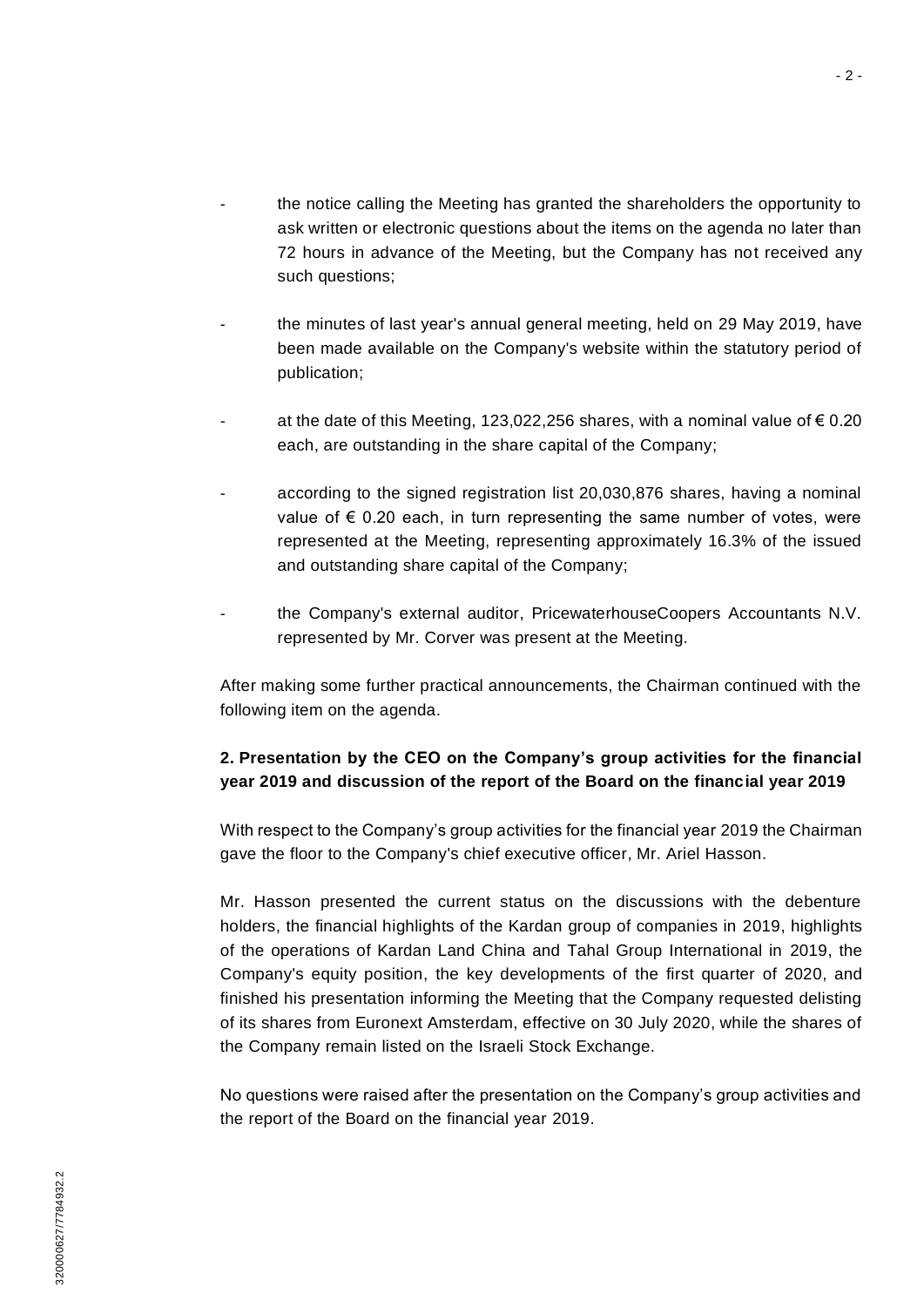- the notice calling the Meeting has granted the shareholders the opportunity to ask written or electronic questions about the items on the agenda no later than 72 hours in advance of the Meeting, but the Company has not received any such questions;

- the minutes of last year's annual general meeting, held on 29 May 2019, have been made available on the Company's website within the statutory period of publication;

- at the date of this Meeting, 123,022,256 shares, with a nominal value of € 0.20 each, are outstanding in the share capital of the Company;

- according to the signed registration list 20,030,876 shares, having a nominal value of € 0.20 each, in turn representing the same number of votes, were represented at the Meeting, representing approximately 16.3% of the issued and outstanding share capital of the Company;

- the Company's external auditor, PricewaterhouseCoopers Accountants N.V. represented by Mr. Corver was present at the Meeting.

After making some further practical announcements, the Chairman continued with the following item on the agenda.

**2. Presentation by the CEO on the Company's group activities for the financial year 2019 and discussion of the report of the Board on the financial year 2019**

With respect to the Company's group activities for the financial year 2019 the Chairman gave the floor to the Company's chief executive officer, Mr. Ariel Hasson.

Mr. Hasson presented the current status on the discussions with the debenture holders, the financial highlights of the Kardan group of companies in 2019, highlights of the operations of Kardan Land China and Tahal Group International in 2019, the Company's equity position, the key developments of the first quarter of 2020, and finished his presentation informing the Meeting that the Company requested delisting of its shares from Euronext Amsterdam, effective on 30 July 2020, while the shares of the Company remain listed on the Israeli Stock Exchange.

No questions were raised after the presentation on the Company's group activities and the report of the Board on the financial year 2019.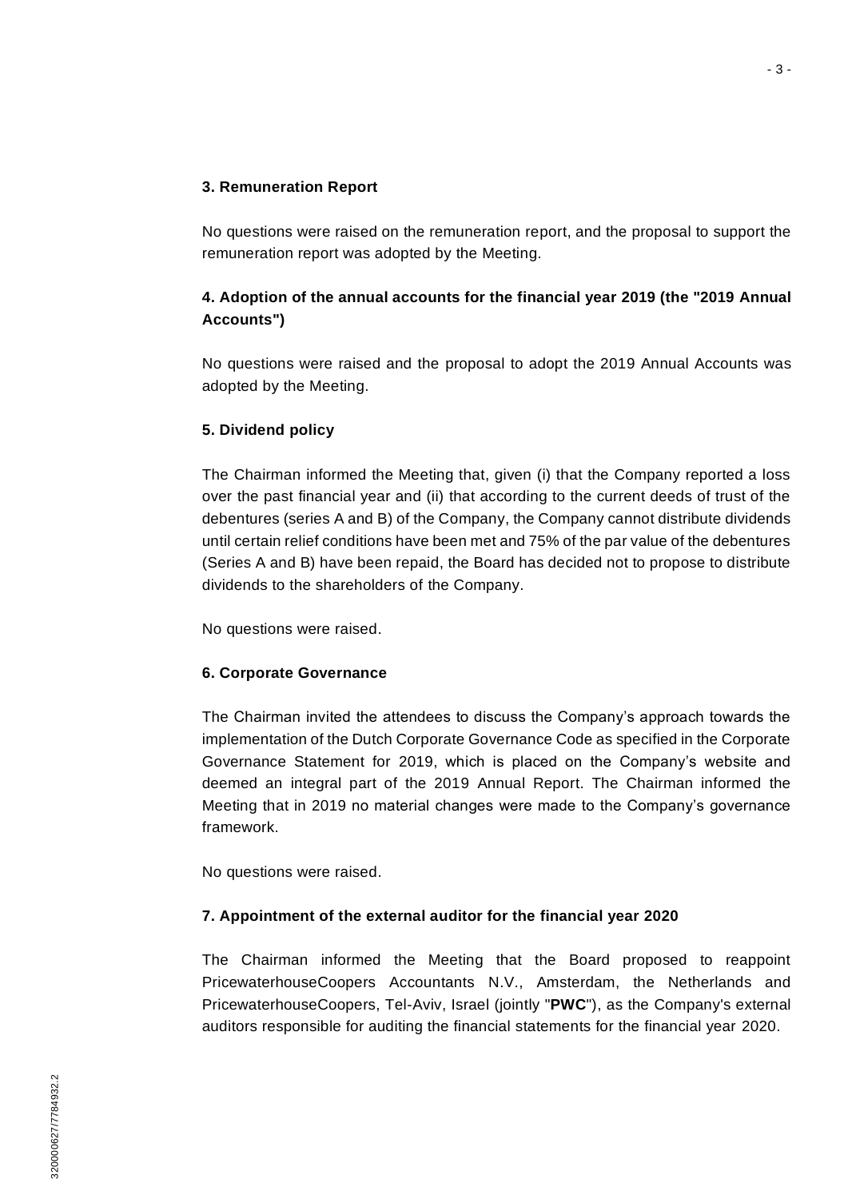### 3. Remuneration Report

No questions were raised on the remuneration report, and the proposal to support the remuneration report was adopted by the Meeting.

### 4. Adoption of the annual accounts for the financial year 2019 (the "2019 Annual Accounts")

No questions were raised and the proposal to adopt the 2019 Annual Accounts was adopted by the Meeting.

### 5. Dividend policy

The Chairman informed the Meeting that, given (i) that the Company reported a loss over the past financial year and (ii) that according to the current deeds of trust of the debentures (series A and B) of the Company, the Company cannot distribute dividends until certain relief conditions have been met and 75% of the par value of the debentures (Series A and B) have been repaid, the Board has decided not to propose to distribute dividends to the shareholders of the Company.

No questions were raised.

### 6. Corporate Governance

The Chairman invited the attendees to discuss the Company's approach towards the implementation of the Dutch Corporate Governance Code as specified in the Corporate Governance Statement for 2019, which is placed on the Company's website and deemed an integral part of the 2019 Annual Report. The Chairman informed the Meeting that in 2019 no material changes were made to the Company's governance framework.

No questions were raised.

### 7. Appointment of the external auditor for the financial year 2020

The Chairman informed the Meeting that the Board proposed to reappoint PricewaterhouseCoopers Accountants N.V., Amsterdam, the Netherlands and PricewaterhouseCoopers, Tel-Aviv, Israel (jointly "**PWC**"), as the Company's external auditors responsible for auditing the financial statements for the financial year 2020.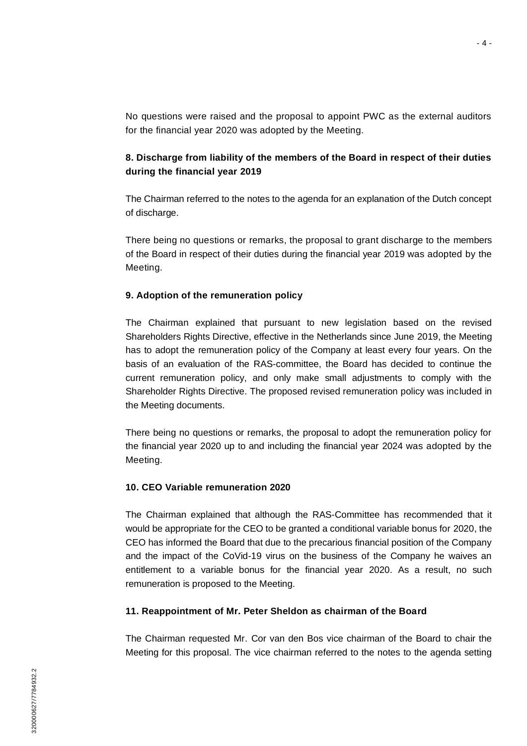No questions were raised and the proposal to appoint PWC as the external auditors for the financial year 2020 was adopted by the Meeting.

**8. Discharge from liability of the members of the Board in respect of their duties during the financial year 2019**

The Chairman referred to the notes to the agenda for an explanation of the Dutch concept of discharge.

There being no questions or remarks, the proposal to grant discharge to the members of the Board in respect of their duties during the financial year 2019 was adopted by the Meeting.

**9. Adoption of the remuneration policy**

The Chairman explained that pursuant to new legislation based on the revised Shareholders Rights Directive, effective in the Netherlands since June 2019, the Meeting has to adopt the remuneration policy of the Company at least every four years. On the basis of an evaluation of the RAS-committee, the Board has decided to continue the current remuneration policy, and only make small adjustments to comply with the Shareholder Rights Directive. The proposed revised remuneration policy was included in the Meeting documents.

There being no questions or remarks, the proposal to adopt the remuneration policy for the financial year 2020 up to and including the financial year 2024 was adopted by the Meeting.

**10. CEO Variable remuneration 2020**

The Chairman explained that although the RAS-Committee has recommended that it would be appropriate for the CEO to be granted a conditional variable bonus for 2020, the CEO has informed the Board that due to the precarious financial position of the Company and the impact of the CoVid-19 virus on the business of the Company he waives an entitlement to a variable bonus for the financial year 2020. As a result, no such remuneration is proposed to the Meeting.

**11. Reappointment of Mr. Peter Sheldon as chairman of the Board**

The Chairman requested Mr. Cor van den Bos vice chairman of the Board to chair the Meeting for this proposal. The vice chairman referred to the notes to the agenda setting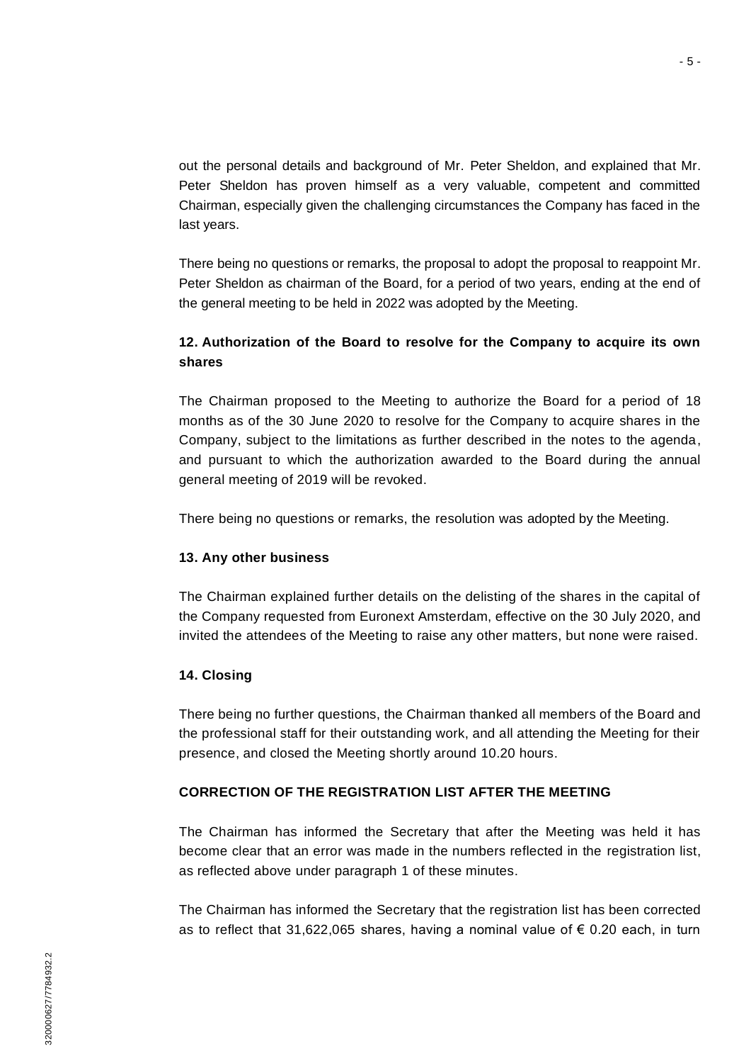out the personal details and background of Mr. Peter Sheldon, and explained that Mr. Peter Sheldon has proven himself as a very valuable, competent and committed Chairman, especially given the challenging circumstances the Company has faced in the last years.

There being no questions or remarks, the proposal to adopt the proposal to reappoint Mr. Peter Sheldon as chairman of the Board, for a period of two years, ending at the end of the general meeting to be held in 2022 was adopted by the Meeting.

**12. Authorization of the Board to resolve for the Company to acquire its own shares**

The Chairman proposed to the Meeting to authorize the Board for a period of 18 months as of the 30 June 2020 to resolve for the Company to acquire shares in the Company, subject to the limitations as further described in the notes to the agenda, and pursuant to which the authorization awarded to the Board during the annual general meeting of 2019 will be revoked.

There being no questions or remarks, the resolution was adopted by the Meeting.

**13. Any other business**

The Chairman explained further details on the delisting of the shares in the capital of the Company requested from Euronext Amsterdam, effective on the 30 July 2020, and invited the attendees of the Meeting to raise any other matters, but none were raised.

**14. Closing**

There being no further questions, the Chairman thanked all members of the Board and the professional staff for their outstanding work, and all attending the Meeting for their presence, and closed the Meeting shortly around 10.20 hours.

**CORRECTION OF THE REGISTRATION LIST AFTER THE MEETING**

The Chairman has informed the Secretary that after the Meeting was held it has become clear that an error was made in the numbers reflected in the registration list, as reflected above under paragraph 1 of these minutes.

The Chairman has informed the Secretary that the registration list has been corrected as to reflect that 31,622,065 shares, having a nominal value of € 0.20 each, in turn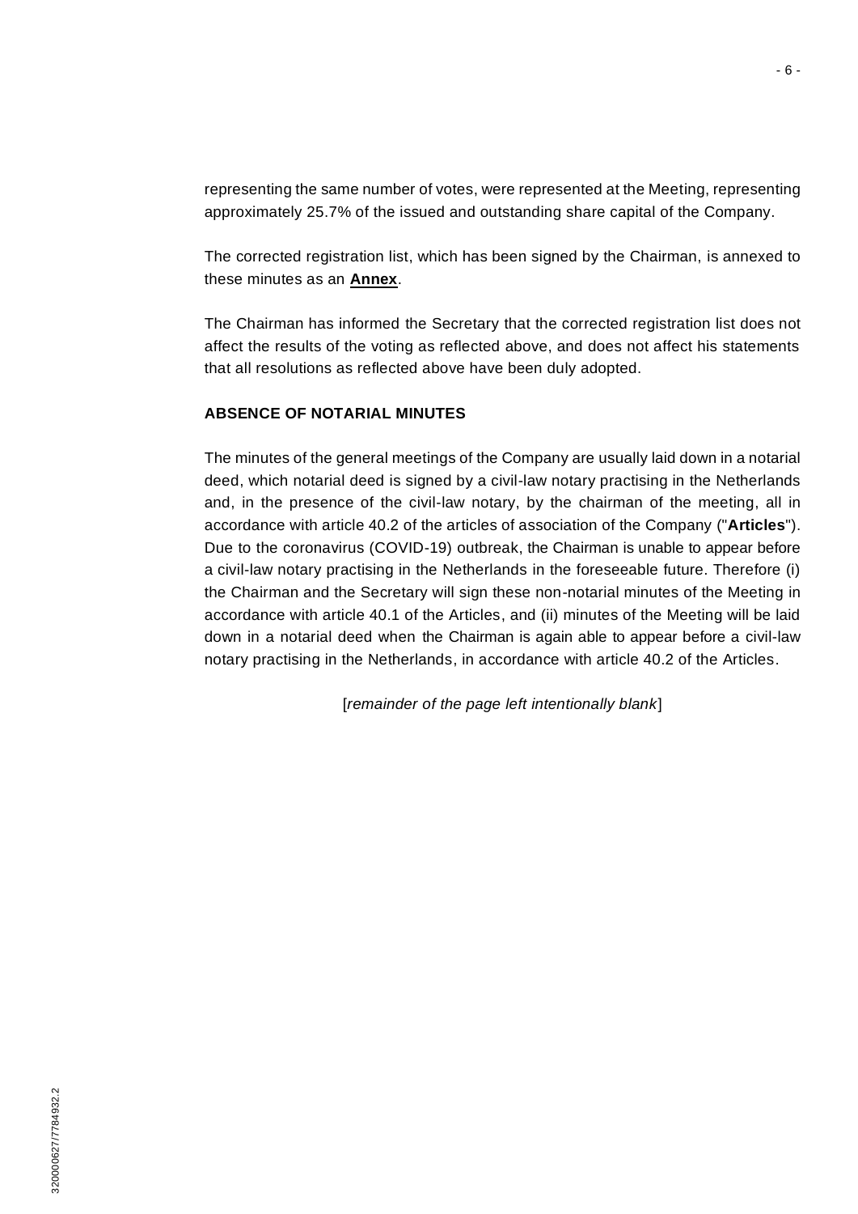representing the same number of votes, were represented at the Meeting, representing approximately 25.7% of the issued and outstanding share capital of the Company.

The corrected registration list, which has been signed by the Chairman, is annexed to these minutes as an **Annex**.

The Chairman has informed the Secretary that the corrected registration list does not affect the results of the voting as reflected above, and does not affect his statements that all resolutions as reflected above have been duly adopted.

**ABSENCE OF NOTARIAL MINUTES**

The minutes of the general meetings of the Company are usually laid down in a notarial deed, which notarial deed is signed by a civil-law notary practising in the Netherlands and, in the presence of the civil-law notary, by the chairman of the meeting, all in accordance with article 40.2 of the articles of association of the Company ("**Articles**"). Due to the coronavirus (COVID-19) outbreak, the Chairman is unable to appear before a civil-law notary practising in the Netherlands in the foreseeable future. Therefore (i) the Chairman and the Secretary will sign these non-notarial minutes of the Meeting in accordance with article 40.1 of the Articles, and (ii) minutes of the Meeting will be laid down in a notarial deed when the Chairman is again able to appear before a civil-law notary practising in the Netherlands, in accordance with article 40.2 of the Articles.

[*remainder of the page left intentionally blank*]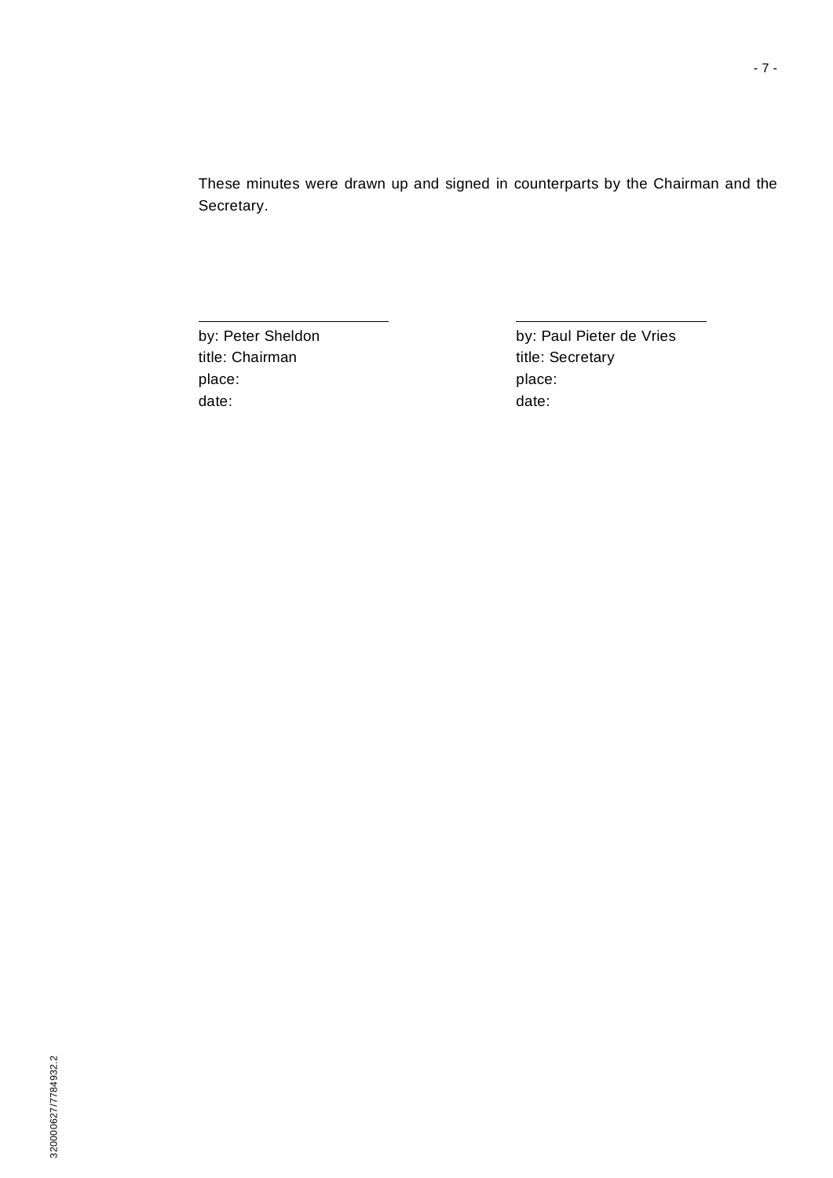These minutes were drawn up and signed in counterparts by the Chairman and the Secretary.

| \_\_\_\_\_\_\_\_\_\_\_\_\_\_\_\_\_\_\_\_\_\_\_\_ | \_\_\_\_\_\_\_\_\_\_\_\_\_\_\_\_\_\_\_\_\_\_\_\_ |
| --- | --- |
| by: Peter Sheldon | by: Paul Pieter de Vries |
| title: Chairman | title: Secretary |
| place: | place: |
| date: | date: |

320000627/7784932.2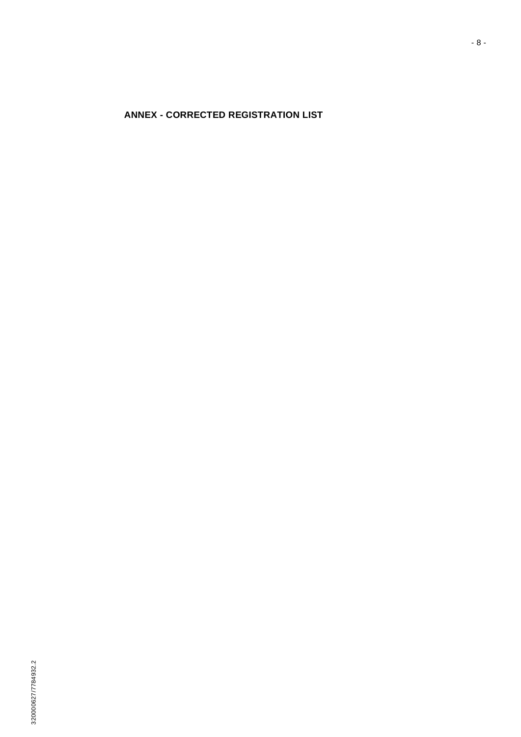## ANNEX - CORRECTED REGISTRATION LIST